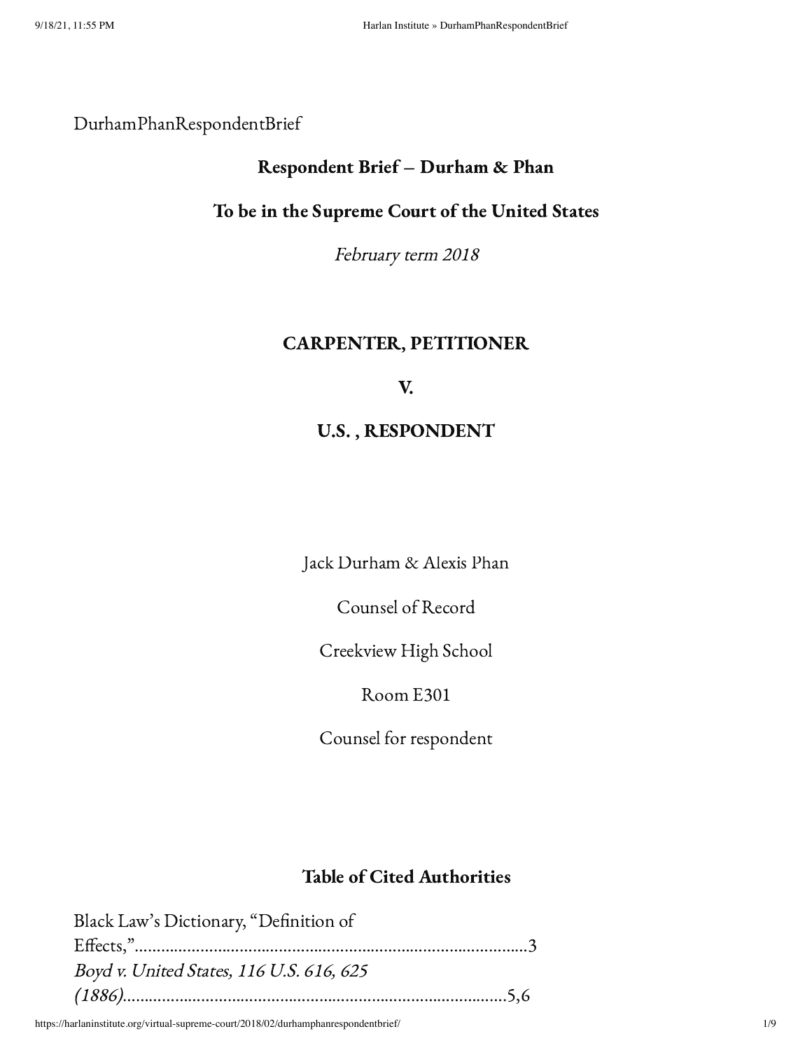DurhamPhanRespondentBrief

## Respondent Brief – Durham & Phan

## To be in the Supreme Court of the United States

*February term 2018*

## CARPENTER, PETITIONER

## V.

## U.S. , RESPONDENT

Jack Durham & Alexis Phan

Counsel of Record

Creekview High School

Room E301

Counsel for respondent

## Table of Cited Authorities

Black Law's Dictionary, "Definition of Effects,"...........................................................................................3

*Boyd v. United States, 116 U.S. 616, 625 (1886)*........................................................................................5,6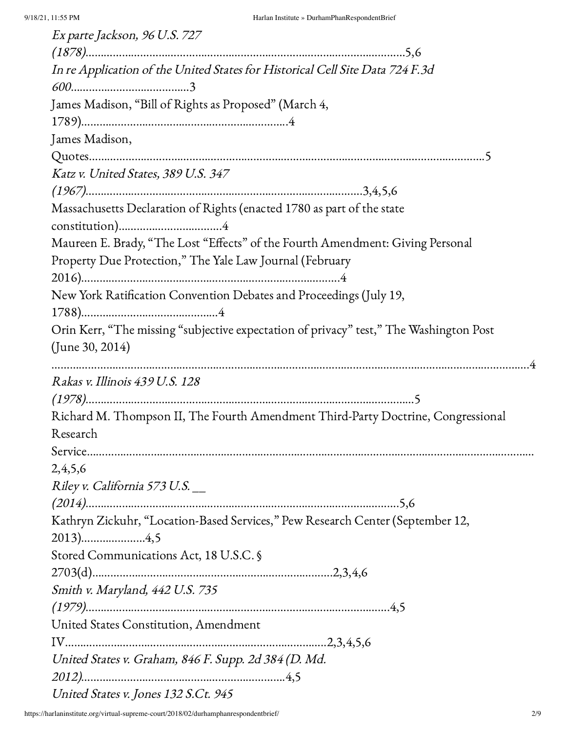*Ex parte Jackson, 96 U.S. 727 (1878)*........................................................................................................5,6

*In re Application of the United States for Historical Cell Site Data 724 F.3d 600*.......................................3

James Madison, "Bill of Rights as Proposed" (March 4, 1789)....................................................................4

James Madison, Quotes...........................................................................................................................5

*Katz v. United States, 389 U.S. 347 (1967)*.........................................................................................3,4,5,6

Massachusetts Declaration of Rights (enacted 1780 as part of the state constitution)..................................4

Maureen E. Brady, "The Lost "Effects" of the Fourth Amendment: Giving Personal Property Due Protection," The Yale Law Journal (February 2016).....................................................................................4

New York Ratification Convention Debates and Proceedings (July 19, 1788).............................................4

Orin Kerr, "The missing "subjective expectation of privacy" test," The Washington Post (June 30, 2014) ..............................................................................................................................................................4

*Rakas v. Illinois 439 U.S. 128 (1978)*...........................................................................................................5

Richard M. Thompson II, The Fourth Amendment Third-Party Doctrine, Congressional Research Service.............................................................................................................................................2,4,5,6

*Riley v. California 573 U.S. __ (2014)*.....................................................................................................5,6

Kathryn Zickuhr, "Location-Based Services," Pew Research Center (September 12, 2013)....................4,5

Stored Communications Act, 18 U.S.C. § 2703(d)..............................................................................2,3,4,6

*Smith v. Maryland, 442 U.S. 735 (1979)*...................................................................................................4,5

United States Constitution, Amendment IV....................................................................................2,3,4,5,6

*United States v. Graham, 846 F. Supp. 2d 384 (D. Md. 2012)*..................................................................4,5

*United States v. Jones 132 S.Ct. 945*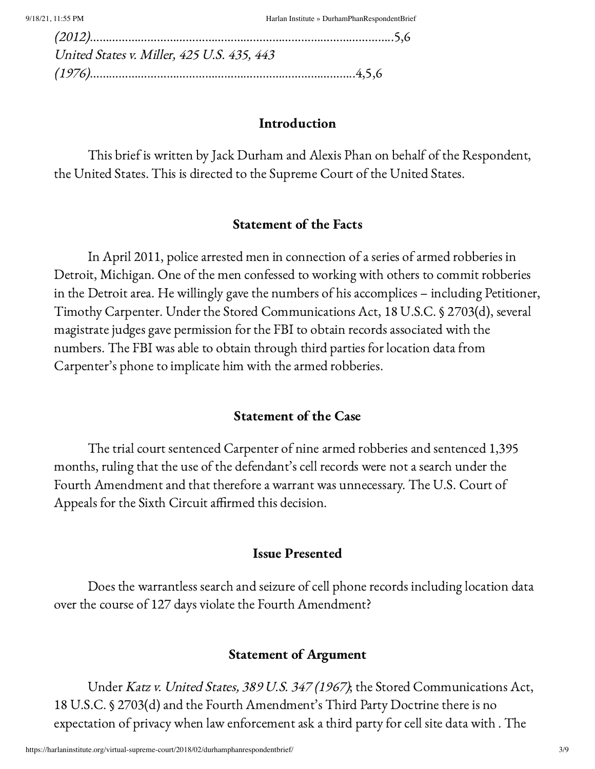*(2012)*..................................................................................................5,6

*United States v. Miller, 425 U.S. 435, 443 (1976)*....................................................................................4,5,6

## Introduction

This brief is written by Jack Durham and Alexis Phan on behalf of the Respondent, the United States. This is directed to the Supreme Court of the United States.

## Statement of the Facts

In April 2011, police arrested men in connection of a series of armed robberies in Detroit, Michigan. One of the men confessed to working with others to commit robberies in the Detroit area. He willingly gave the numbers of his accomplices – including Petitioner, Timothy Carpenter. Under the Stored Communications Act, 18 U.S.C. § 2703(d), several magistrate judges gave permission for the FBI to obtain records associated with the numbers. The FBI was able to obtain through third parties for location data from Carpenter's phone to implicate him with the armed robberies.

## Statement of the Case

The trial court sentenced Carpenter of nine armed robberies and sentenced 1,395 months, ruling that the use of the defendant's cell records were not a search under the Fourth Amendment and that therefore a warrant was unnecessary. The U.S. Court of Appeals for the Sixth Circuit affirmed this decision.

## Issue Presented

Does the warrantless search and seizure of cell phone records including location data over the course of 127 days violate the Fourth Amendment?

## Statement of Argument

Under *Katz v. United States, 389 U.S. 347 (1967)*; the Stored Communications Act, 18 U.S.C. § 2703(d) and the Fourth Amendment's Third Party Doctrine there is no expectation of privacy when law enforcement ask a third party for cell site data with . The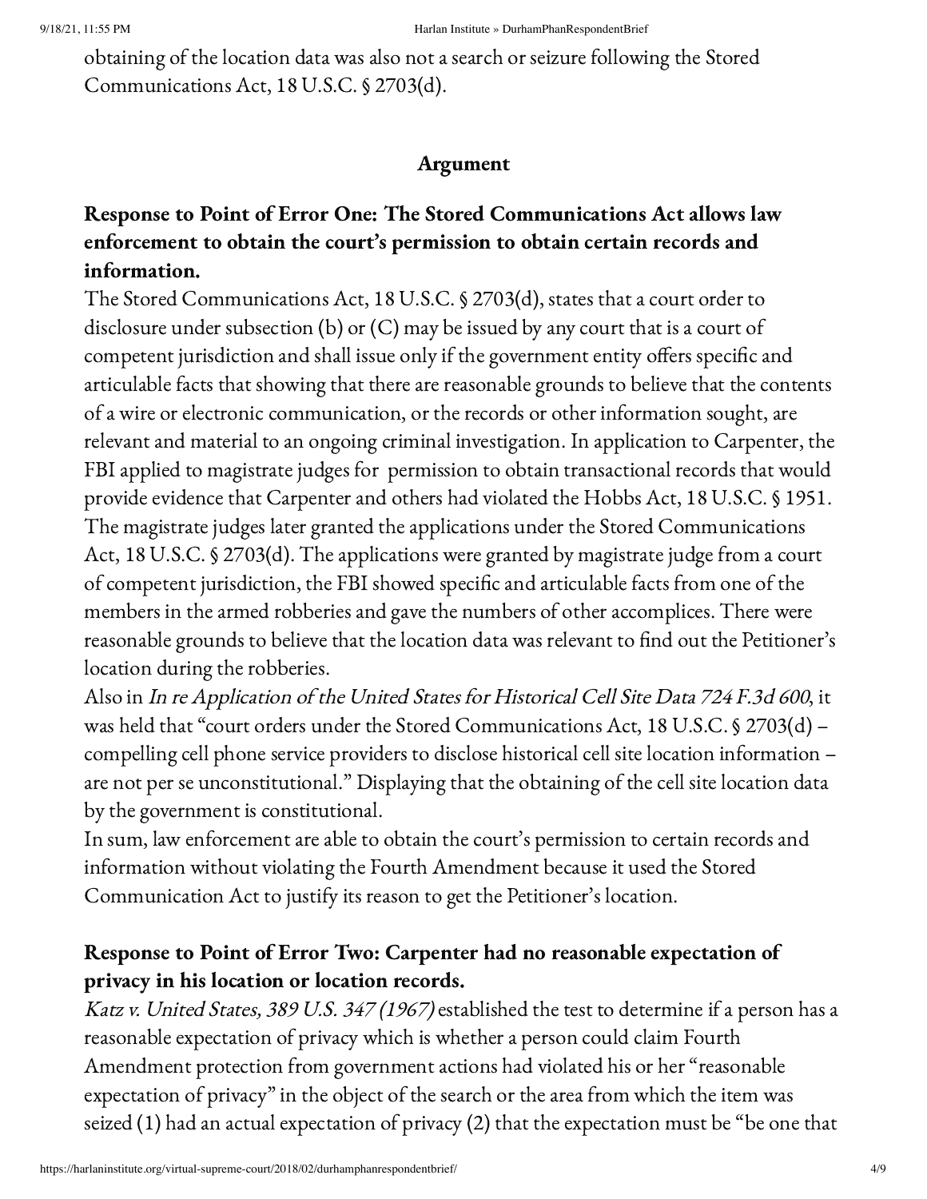obtaining of the location data was also not a search or seizure following the Stored Communications Act, 18 U.S.C. § 2703(d).

## Argument

### Response to Point of Error One: The Stored Communications Act allows law enforcement to obtain the court's permission to obtain certain records and information.

The Stored Communications Act, 18 U.S.C. § 2703(d), states that a court order to disclosure under subsection (b) or (C) may be issued by any court that is a court of competent jurisdiction and shall issue only if the government entity offers specific and articulable facts that showing that there are reasonable grounds to believe that the contents of a wire or electronic communication, or the records or other information sought, are relevant and material to an ongoing criminal investigation. In application to Carpenter, the FBI applied to magistrate judges for permission to obtain transactional records that would provide evidence that Carpenter and others had violated the Hobbs Act, 18 U.S.C. § 1951. The magistrate judges later granted the applications under the Stored Communications Act, 18 U.S.C. § 2703(d). The applications were granted by magistrate judge from a court of competent jurisdiction, the FBI showed specific and articulable facts from one of the members in the armed robberies and gave the numbers of other accomplices. There were reasonable grounds to believe that the location data was relevant to find out the Petitioner's location during the robberies.

Also in *In re Application of the United States for Historical Cell Site Data 724 F.3d 600*, it was held that "court orders under the Stored Communications Act, 18 U.S.C. § 2703(d) – compelling cell phone service providers to disclose historical cell site location information – are not per se unconstitutional." Displaying that the obtaining of the cell site location data by the government is constitutional.

In sum, law enforcement are able to obtain the court's permission to certain records and information without violating the Fourth Amendment because it used the Stored Communication Act to justify its reason to get the Petitioner's location.

### Response to Point of Error Two: Carpenter had no reasonable expectation of privacy in his location or location records.

*Katz v. United States, 389 U.S. 347 (1967)* established the test to determine if a person has a reasonable expectation of privacy which is whether a person could claim Fourth Amendment protection from government actions had violated his or her "reasonable expectation of privacy" in the object of the search or the area from which the item was seized (1) had an actual expectation of privacy (2) that the expectation must be "be one that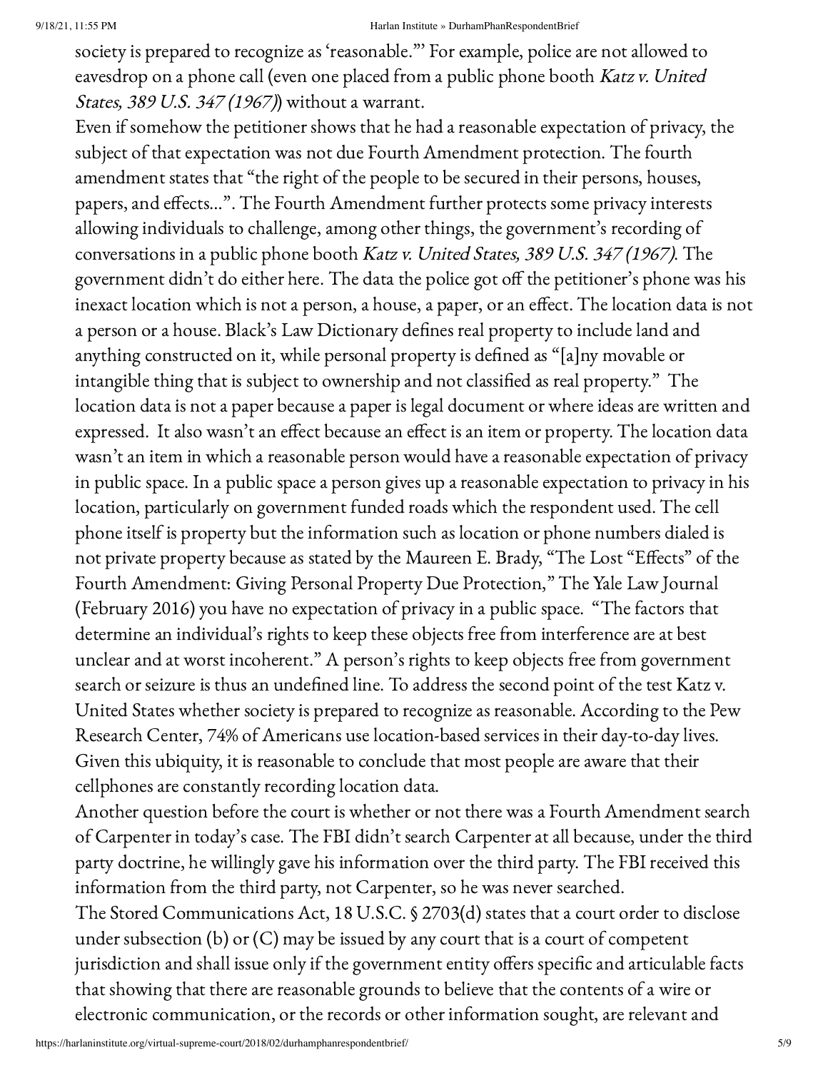society is prepared to recognize as 'reasonable.'" For example, police are not allowed to eavesdrop on a phone call (even one placed from a public phone booth *Katz v. United States, 389 U.S. 347 (1967)*) without a warrant.

Even if somehow the petitioner shows that he had a reasonable expectation of privacy, the subject of that expectation was not due Fourth Amendment protection. The fourth amendment states that "the right of the people to be secured in their persons, houses, papers, and effects…". The Fourth Amendment further protects some privacy interests allowing individuals to challenge, among other things, the government's recording of conversations in a public phone booth *Katz v. United States, 389 U.S. 347 (1967)*. The government didn't do either here. The data the police got off the petitioner's phone was his inexact location which is not a person, a house, a paper, or an effect. The location data is not a person or a house. Black's Law Dictionary defines real property to include land and anything constructed on it, while personal property is defined as "[a]ny movable or intangible thing that is subject to ownership and not classified as real property." The location data is not a paper because a paper is legal document or where ideas are written and expressed. It also wasn't an effect because an effect is an item or property. The location data wasn't an item in which a reasonable person would have a reasonable expectation of privacy in public space. In a public space a person gives up a reasonable expectation to privacy in his location, particularly on government funded roads which the respondent used. The cell phone itself is property but the information such as location or phone numbers dialed is not private property because as stated by the Maureen E. Brady, "The Lost "Effects" of the Fourth Amendment: Giving Personal Property Due Protection," The Yale Law Journal (February 2016) you have no expectation of privacy in a public space. "The factors that determine an individual's rights to keep these objects free from interference are at best unclear and at worst incoherent." A person's rights to keep objects free from government search or seizure is thus an undefined line. To address the second point of the test Katz v. United States whether society is prepared to recognize as reasonable. According to the Pew Research Center, 74% of Americans use location-based services in their day-to-day lives. Given this ubiquity, it is reasonable to conclude that most people are aware that their cellphones are constantly recording location data.

Another question before the court is whether or not there was a Fourth Amendment search of Carpenter in today's case. The FBI didn't search Carpenter at all because, under the third party doctrine, he willingly gave his information over the third party. The FBI received this information from the third party, not Carpenter, so he was never searched.

The Stored Communications Act, 18 U.S.C. § 2703(d) states that a court order to disclose under subsection (b) or (C) may be issued by any court that is a court of competent jurisdiction and shall issue only if the government entity offers specific and articulable facts that showing that there are reasonable grounds to believe that the contents of a wire or electronic communication, or the records or other information sought, are relevant and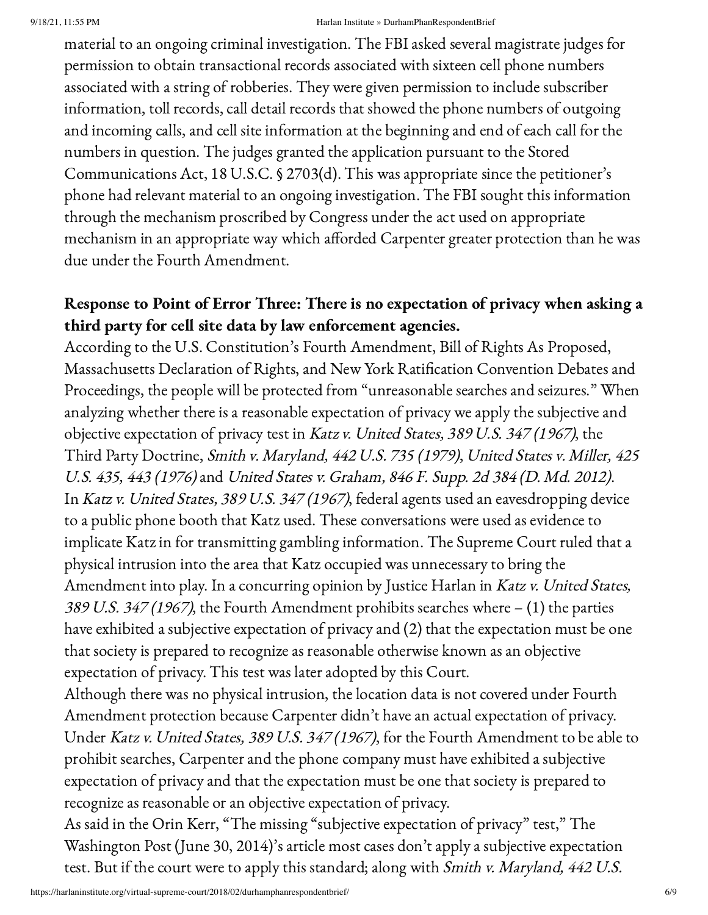material to an ongoing criminal investigation. The FBI asked several magistrate judges for permission to obtain transactional records associated with sixteen cell phone numbers associated with a string of robberies. They were given permission to include subscriber information, toll records, call detail records that showed the phone numbers of outgoing and incoming calls, and cell site information at the beginning and end of each call for the numbers in question. The judges granted the application pursuant to the Stored Communications Act, 18 U.S.C. § 2703(d). This was appropriate since the petitioner's phone had relevant material to an ongoing investigation. The FBI sought this information through the mechanism proscribed by Congress under the act used on appropriate mechanism in an appropriate way which afforded Carpenter greater protection than he was due under the Fourth Amendment.

**Response to Point of Error Three: There is no expectation of privacy when asking a third party for cell site data by law enforcement agencies.**

According to the U.S. Constitution's Fourth Amendment, Bill of Rights As Proposed, Massachusetts Declaration of Rights, and New York Ratification Convention Debates and Proceedings, the people will be protected from "unreasonable searches and seizures." When analyzing whether there is a reasonable expectation of privacy we apply the subjective and objective expectation of privacy test in *Katz v. United States, 389 U.S. 347 (1967)*, the Third Party Doctrine, *Smith v. Maryland, 442 U.S. 735 (1979)*, *United States v. Miller, 425 U.S. 435, 443 (1976)* and *United States v. Graham, 846 F. Supp. 2d 384 (D. Md. 2012)*.

In *Katz v. United States, 389 U.S. 347 (1967)*, federal agents used an eavesdropping device to a public phone booth that Katz used. These conversations were used as evidence to implicate Katz in for transmitting gambling information. The Supreme Court ruled that a physical intrusion into the area that Katz occupied was unnecessary to bring the Amendment into play. In a concurring opinion by Justice Harlan in *Katz v. United States, 389 U.S. 347 (1967)*, the Fourth Amendment prohibits searches where – (1) the parties have exhibited a subjective expectation of privacy and (2) that the expectation must be one that society is prepared to recognize as reasonable otherwise known as an objective expectation of privacy. This test was later adopted by this Court.

Although there was no physical intrusion, the location data is not covered under Fourth Amendment protection because Carpenter didn't have an actual expectation of privacy. Under *Katz v. United States, 389 U.S. 347 (1967)*, for the Fourth Amendment to be able to prohibit searches, Carpenter and the phone company must have exhibited a subjective expectation of privacy and that the expectation must be one that society is prepared to recognize as reasonable or an objective expectation of privacy.

As said in the Orin Kerr, "The missing "subjective expectation of privacy" test," The Washington Post (June 30, 2014)'s article most cases don't apply a subjective expectation test. But if the court were to apply this standard; along with *Smith v. Maryland, 442 U.S.*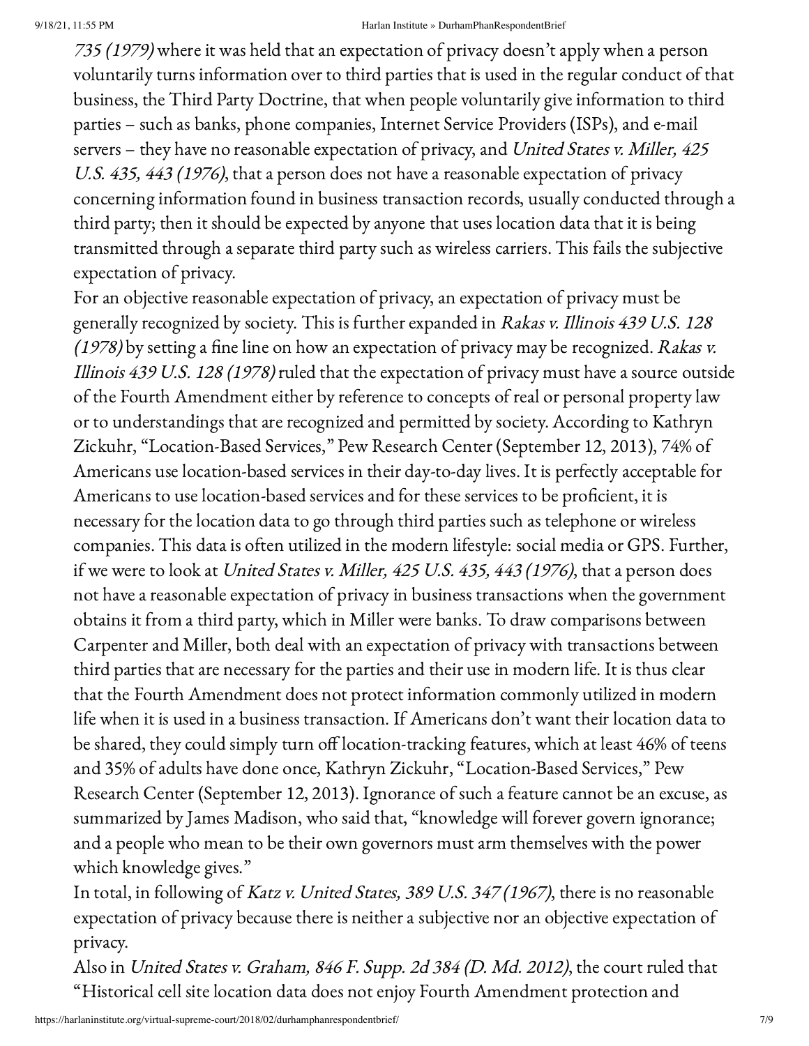*735 (1979)* where it was held that an expectation of privacy doesn't apply when a person voluntarily turns information over to third parties that is used in the regular conduct of that business, the Third Party Doctrine, that when people voluntarily give information to third parties – such as banks, phone companies, Internet Service Providers (ISPs), and e-mail servers – they have no reasonable expectation of privacy, and *United States v. Miller, 425 U.S. 435, 443 (1976)*, that a person does not have a reasonable expectation of privacy concerning information found in business transaction records, usually conducted through a third party; then it should be expected by anyone that uses location data that it is being transmitted through a separate third party such as wireless carriers. This fails the subjective expectation of privacy.

For an objective reasonable expectation of privacy, an expectation of privacy must be generally recognized by society. This is further expanded in *Rakas v. Illinois 439 U.S. 128 (1978)* by setting a fine line on how an expectation of privacy may be recognized. *Rakas v. Illinois 439 U.S. 128 (1978)* ruled that the expectation of privacy must have a source outside of the Fourth Amendment either by reference to concepts of real or personal property law or to understandings that are recognized and permitted by society. According to Kathryn Zickuhr, "Location-Based Services," Pew Research Center (September 12, 2013), 74% of Americans use location-based services in their day-to-day lives. It is perfectly acceptable for Americans to use location-based services and for these services to be proficient, it is necessary for the location data to go through third parties such as telephone or wireless companies. This data is often utilized in the modern lifestyle: social media or GPS. Further, if we were to look at *United States v. Miller, 425 U.S. 435, 443 (1976)*, that a person does not have a reasonable expectation of privacy in business transactions when the government obtains it from a third party, which in Miller were banks. To draw comparisons between Carpenter and Miller, both deal with an expectation of privacy with transactions between third parties that are necessary for the parties and their use in modern life. It is thus clear that the Fourth Amendment does not protect information commonly utilized in modern life when it is used in a business transaction. If Americans don't want their location data to be shared, they could simply turn off location-tracking features, which at least 46% of teens and 35% of adults have done once, Kathryn Zickuhr, "Location-Based Services," Pew Research Center (September 12, 2013). Ignorance of such a feature cannot be an excuse, as summarized by James Madison, who said that, "knowledge will forever govern ignorance; and a people who mean to be their own governors must arm themselves with the power which knowledge gives."

In total, in following of *Katz v. United States, 389 U.S. 347 (1967)*, there is no reasonable expectation of privacy because there is neither a subjective nor an objective expectation of privacy.

Also in *United States v. Graham, 846 F. Supp. 2d 384 (D. Md. 2012)*, the court ruled that "Historical cell site location data does not enjoy Fourth Amendment protection and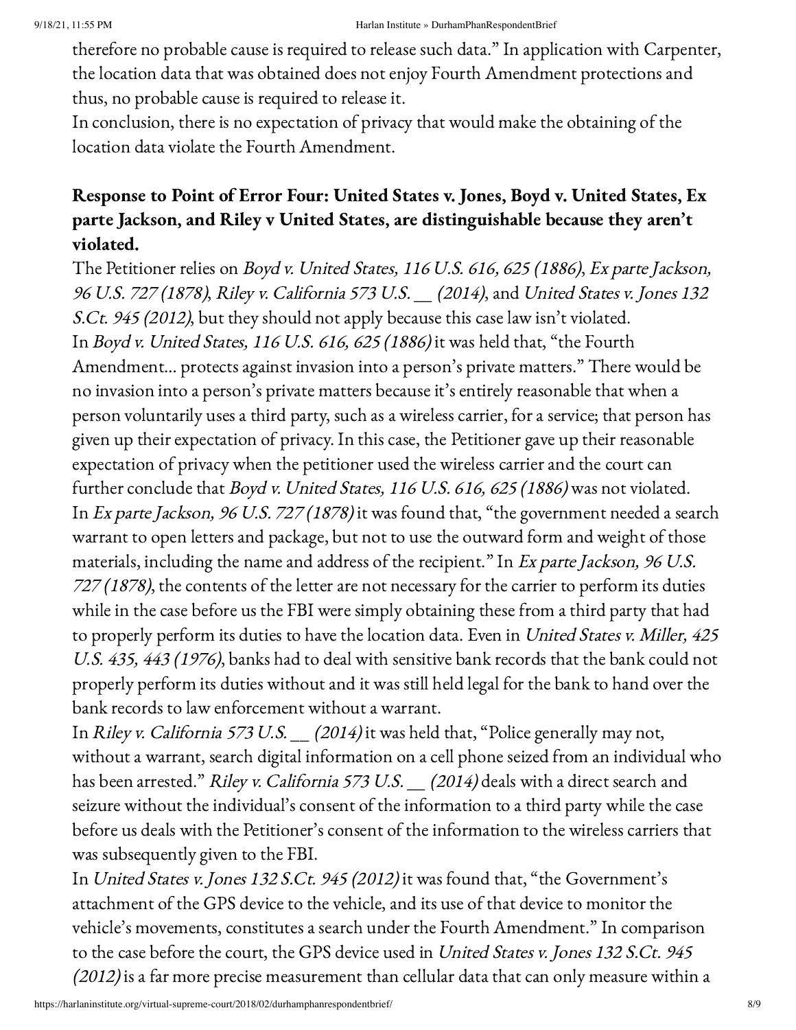therefore no probable cause is required to release such data." In application with Carpenter, the location data that was obtained does not enjoy Fourth Amendment protections and thus, no probable cause is required to release it.

In conclusion, there is no expectation of privacy that would make the obtaining of the location data violate the Fourth Amendment.

**Response to Point of Error Four: United States v. Jones, Boyd v. United States, Ex parte Jackson, and Riley v United States, are distinguishable because they aren't violated.**

The Petitioner relies on *Boyd v. United States, 116 U.S. 616, 625 (1886)*, *Ex parte Jackson, 96 U.S. 727 (1878)*, *Riley v. California 573 U.S. __ (2014)*, and *United States v. Jones 132 S.Ct. 945 (2012)*, but they should not apply because this case law isn't violated.

In *Boyd v. United States, 116 U.S. 616, 625 (1886)* it was held that, "the Fourth Amendment… protects against invasion into a person's private matters." There would be no invasion into a person's private matters because it's entirely reasonable that when a person voluntarily uses a third party, such as a wireless carrier, for a service; that person has given up their expectation of privacy. In this case, the Petitioner gave up their reasonable expectation of privacy when the petitioner used the wireless carrier and the court can further conclude that *Boyd v. United States, 116 U.S. 616, 625 (1886)* was not violated.

In *Ex parte Jackson, 96 U.S. 727 (1878)* it was found that, "the government needed a search warrant to open letters and package, but not to use the outward form and weight of those materials, including the name and address of the recipient." In *Ex parte Jackson, 96 U.S. 727 (1878)*, the contents of the letter are not necessary for the carrier to perform its duties while in the case before us the FBI were simply obtaining these from a third party that had to properly perform its duties to have the location data. Even in *United States v. Miller, 425 U.S. 435, 443 (1976)*, banks had to deal with sensitive bank records that the bank could not properly perform its duties without and it was still held legal for the bank to hand over the bank records to law enforcement without a warrant.

In *Riley v. California 573 U.S. __ (2014)* it was held that, "Police generally may not, without a warrant, search digital information on a cell phone seized from an individual who has been arrested." *Riley v. California 573 U.S. __ (2014)* deals with a direct search and seizure without the individual's consent of the information to a third party while the case before us deals with the Petitioner's consent of the information to the wireless carriers that was subsequently given to the FBI.

In *United States v. Jones 132 S.Ct. 945 (2012)* it was found that, "the Government's attachment of the GPS device to the vehicle, and its use of that device to monitor the vehicle's movements, constitutes a search under the Fourth Amendment." In comparison to the case before the court, the GPS device used in *United States v. Jones 132 S.Ct. 945 (2012)* is a far more precise measurement than cellular data that can only measure within a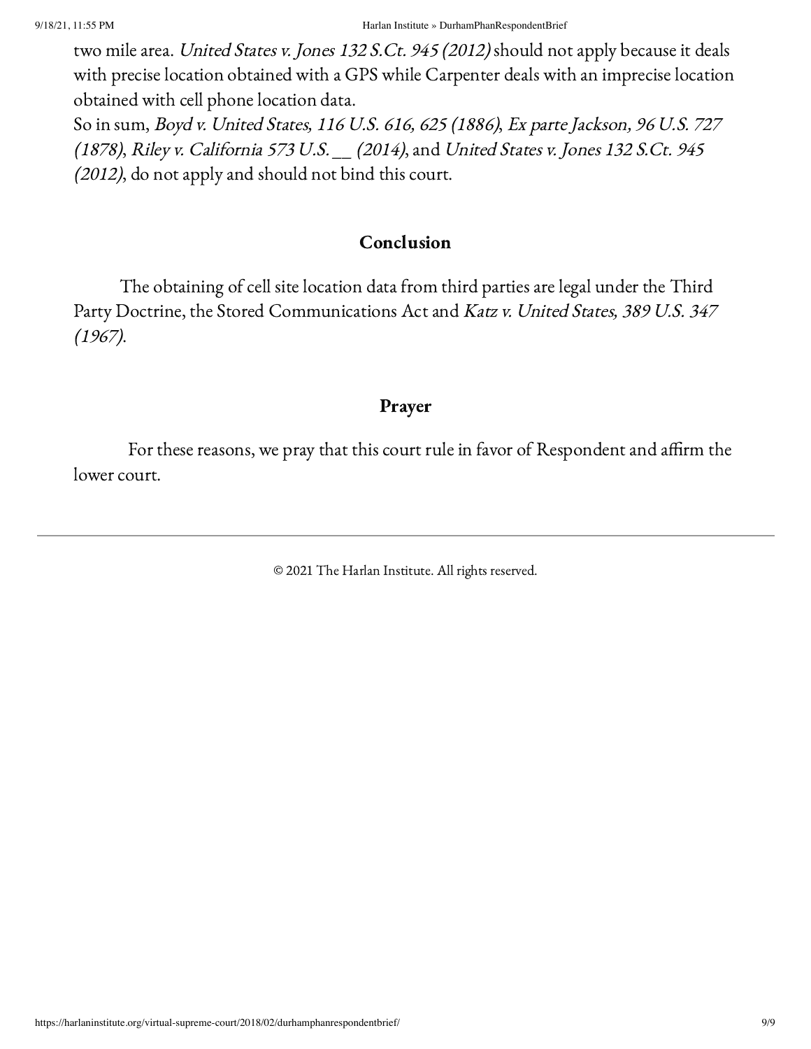two mile area. *United States v. Jones 132 S.Ct. 945 (2012)* should not apply because it deals with precise location obtained with a GPS while Carpenter deals with an imprecise location obtained with cell phone location data.
So in sum, *Boyd v. United States, 116 U.S. 616, 625 (1886)*, *Ex parte Jackson, 96 U.S. 727 (1878)*, *Riley v. California 573 U.S. __ (2014)*, and *United States v. Jones 132 S.Ct. 945 (2012)*, do not apply and should not bind this court.

## Conclusion

The obtaining of cell site location data from third parties are legal under the Third Party Doctrine, the Stored Communications Act and *Katz v. United States, 389 U.S. 347 (1967)*.

## Prayer

For these reasons, we pray that this court rule in favor of Respondent and affirm the lower court.

---

© 2021 The Harlan Institute. All rights reserved.